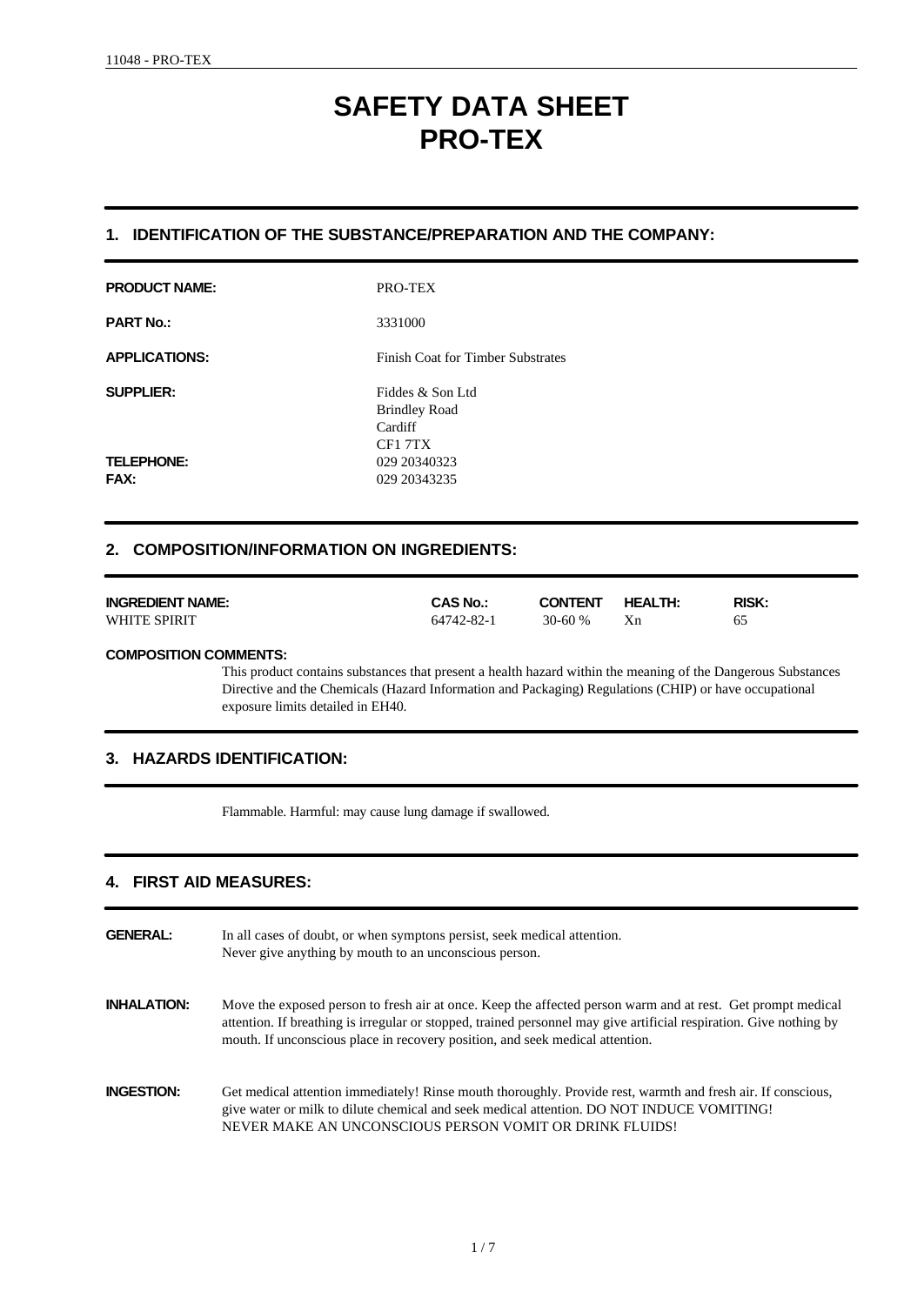# SAFETY DATA SHEET
# PRO-TEX

## 1. IDENTIFICATION OF THE SUBSTANCE/PREPARATION AND THE COMPANY:

**PRODUCT NAME:** PRO-TEX

**PART No.:** 3331000

**APPLICATIONS:** Finish Coat for Timber Substrates

**SUPPLIER:** Fiddes & Son Ltd
Brindley Road
Cardiff
CF1 7TX

**TELEPHONE:** 029 20340323

**FAX:** 029 20343235

## 2. COMPOSITION/INFORMATION ON INGREDIENTS:

| INGREDIENT NAME: | CAS No.: | CONTENT | HEALTH: | RISK: |
|---|---|---|---|---|
| WHITE SPIRIT | 64742-82-1 | 30-60 % | Xn | 65 |

**COMPOSITION COMMENTS:**

This product contains substances that present a health hazard within the meaning of the Dangerous Substances Directive and the Chemicals (Hazard Information and Packaging) Regulations (CHIP) or have occupational exposure limits detailed in EH40.

## 3. HAZARDS IDENTIFICATION:

Flammable. Harmful: may cause lung damage if swallowed.

## 4. FIRST AID MEASURES:

**GENERAL:** In all cases of doubt, or when symptons persist, seek medical attention.
Never give anything by mouth to an unconscious person.

**INHALATION:** Move the exposed person to fresh air at once. Keep the affected person warm and at rest. Get prompt medical attention. If breathing is irregular or stopped, trained personnel may give artificial respiration. Give nothing by mouth. If unconscious place in recovery position, and seek medical attention.

**INGESTION:** Get medical attention immediately! Rinse mouth thoroughly. Provide rest, warmth and fresh air. If conscious, give water or milk to dilute chemical and seek medical attention. DO NOT INDUCE VOMITING!
NEVER MAKE AN UNCONSCIOUS PERSON VOMIT OR DRINK FLUIDS!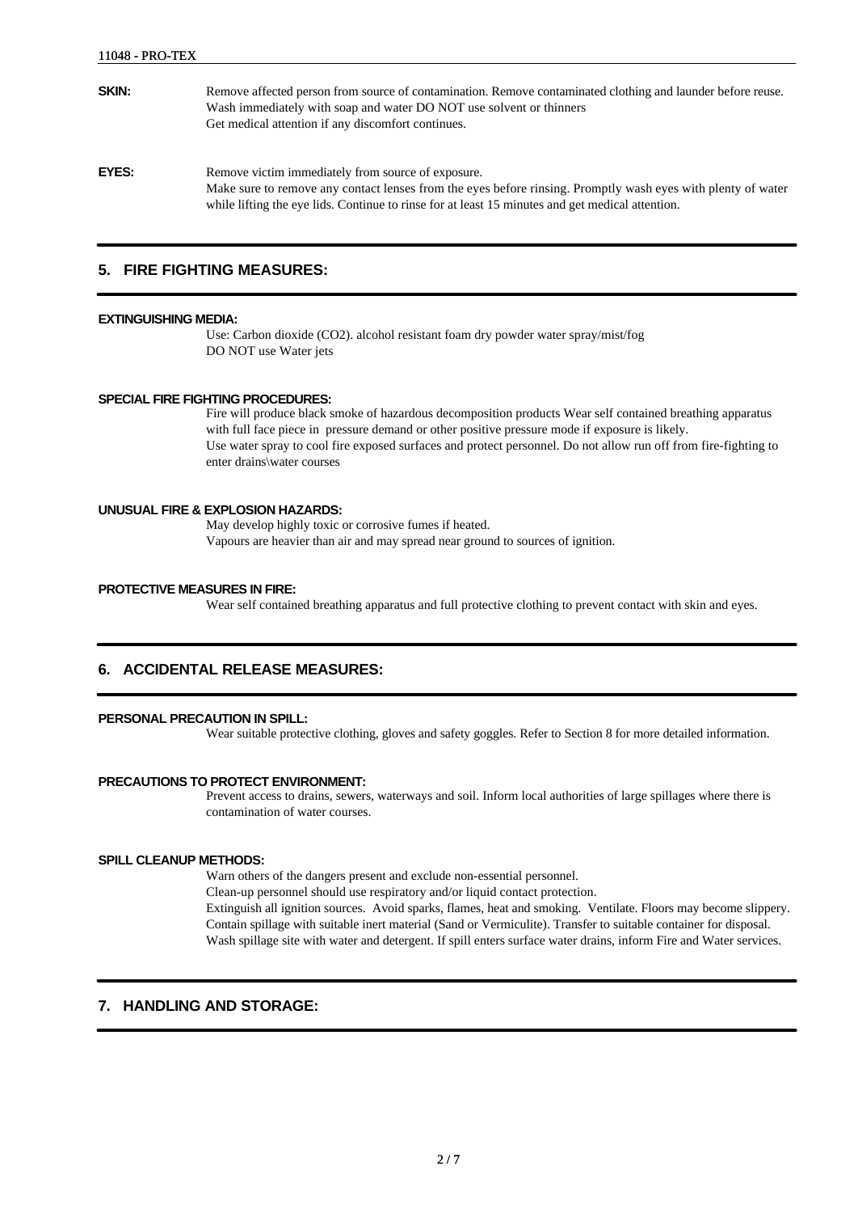**SKIN:** Remove affected person from source of contamination. Remove contaminated clothing and launder before reuse. Wash immediately with soap and water DO NOT use solvent or thinners
Get medical attention if any discomfort continues.

**EYES:** Remove victim immediately from source of exposure.
Make sure to remove any contact lenses from the eyes before rinsing. Promptly wash eyes with plenty of water while lifting the eye lids. Continue to rinse for at least 15 minutes and get medical attention.

## 5. FIRE FIGHTING MEASURES:

**EXTINGUISHING MEDIA:**

Use: Carbon dioxide ($CO_2$). alcohol resistant foam dry powder water spray/mist/fog
DO NOT use Water jets

**SPECIAL FIRE FIGHTING PROCEDURES:**

Fire will produce black smoke of hazardous decomposition products Wear self contained breathing apparatus with full face piece in pressure demand or other positive pressure mode if exposure is likely.
Use water spray to cool fire exposed surfaces and protect personnel. Do not allow run off from fire-fighting to enter drains\water courses

**UNUSUAL FIRE & EXPLOSION HAZARDS:**

May develop highly toxic or corrosive fumes if heated.
Vapours are heavier than air and may spread near ground to sources of ignition.

**PROTECTIVE MEASURES IN FIRE:**

Wear self contained breathing apparatus and full protective clothing to prevent contact with skin and eyes.

## 6. ACCIDENTAL RELEASE MEASURES:

**PERSONAL PRECAUTION IN SPILL:**

Wear suitable protective clothing, gloves and safety goggles. Refer to Section 8 for more detailed information.

**PRECAUTIONS TO PROTECT ENVIRONMENT:**

Prevent access to drains, sewers, waterways and soil. Inform local authorities of large spillages where there is contamination of water courses.

**SPILL CLEANUP METHODS:**

Warn others of the dangers present and exclude non-essential personnel.
Clean-up personnel should use respiratory and/or liquid contact protection.
Extinguish all ignition sources. Avoid sparks, flames, heat and smoking. Ventilate. Floors may become slippery.
Contain spillage with suitable inert material (Sand or Vermiculite). Transfer to suitable container for disposal.
Wash spillage site with water and detergent. If spill enters surface water drains, inform Fire and Water services.

## 7. HANDLING AND STORAGE: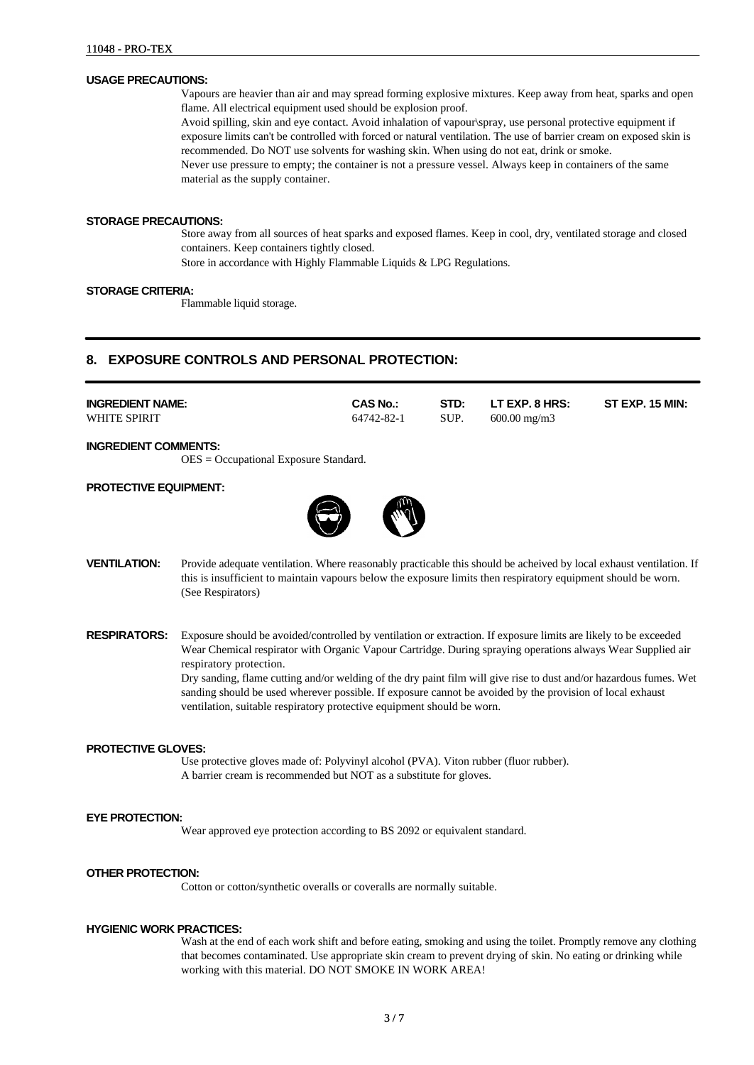**USAGE PRECAUTIONS:**

Vapours are heavier than air and may spread forming explosive mixtures. Keep away from heat, sparks and open flame. All electrical equipment used should be explosion proof.
Avoid spilling, skin and eye contact. Avoid inhalation of vapour\spray, use personal protective equipment if exposure limits can't be controlled with forced or natural ventilation. The use of barrier cream on exposed skin is recommended. Do NOT use solvents for washing skin. When using do not eat, drink or smoke.
Never use pressure to empty; the container is not a pressure vessel. Always keep in containers of the same material as the supply container.

**STORAGE PRECAUTIONS:**

Store away from all sources of heat sparks and exposed flames. Keep in cool, dry, ventilated storage and closed containers. Keep containers tightly closed.
Store in accordance with Highly Flammable Liquids & LPG Regulations.

**STORAGE CRITERIA:**

Flammable liquid storage.

## 8. EXPOSURE CONTROLS AND PERSONAL PROTECTION:

| INGREDIENT NAME: | CAS No.: | STD: | LT EXP. 8 HRS: | ST EXP. 15 MIN: |
|---|---|---|---|---|
| WHITE SPIRIT | 64742-82-1 | SUP. | 600.00 mg/m3 | |

**INGREDIENT COMMENTS:**

OES = Occupational Exposure Standard.

**PROTECTIVE EQUIPMENT:**

**VENTILATION:** Provide adequate ventilation. Where reasonably practicable this should be acheived by local exhaust ventilation. If this is insufficient to maintain vapours below the exposure limits then respiratory equipment should be worn. (See Respirators)

**RESPIRATORS:** Exposure should be avoided/controlled by ventilation or extraction. If exposure limits are likely to be exceeded Wear Chemical respirator with Organic Vapour Cartridge. During spraying operations always Wear Supplied air respiratory protection.
Dry sanding, flame cutting and/or welding of the dry paint film will give rise to dust and/or hazardous fumes. Wet sanding should be used wherever possible. If exposure cannot be avoided by the provision of local exhaust ventilation, suitable respiratory protective equipment should be worn.

**PROTECTIVE GLOVES:**

Use protective gloves made of: Polyvinyl alcohol (PVA). Viton rubber (fluor rubber).
A barrier cream is recommended but NOT as a substitute for gloves.

**EYE PROTECTION:**

Wear approved eye protection according to BS 2092 or equivalent standard.

**OTHER PROTECTION:**

Cotton or cotton/synthetic overalls or coveralls are normally suitable.

**HYGIENIC WORK PRACTICES:**

Wash at the end of each work shift and before eating, smoking and using the toilet. Promptly remove any clothing that becomes contaminated. Use appropriate skin cream to prevent drying of skin. No eating or drinking while working with this material. DO NOT SMOKE IN WORK AREA!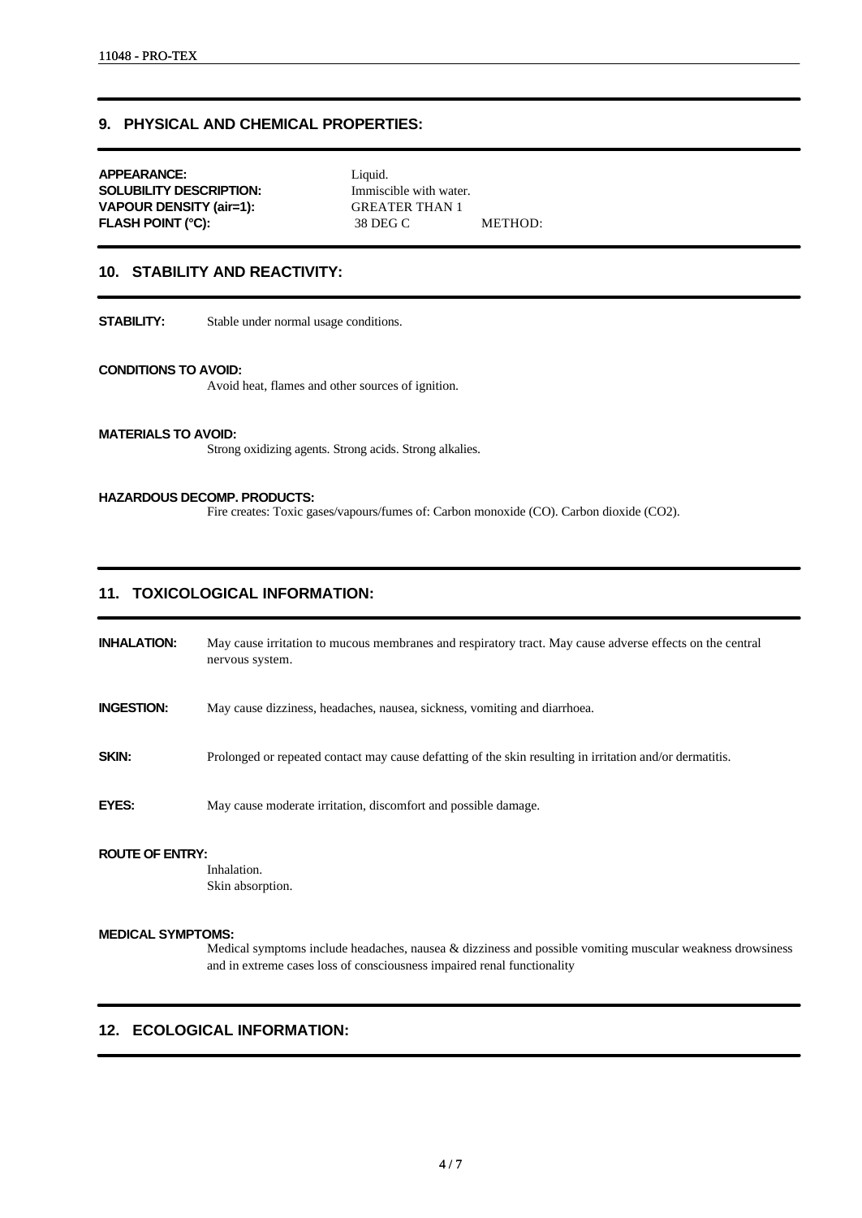## 9. PHYSICAL AND CHEMICAL PROPERTIES:

**APPEARANCE:** Liquid.
**SOLUBILITY DESCRIPTION:** Immiscible with water.
**VAPOUR DENSITY (air=1):** GREATER THAN 1
**FLASH POINT (°C):** 38 DEG C METHOD:

## 10. STABILITY AND REACTIVITY:

**STABILITY:** Stable under normal usage conditions.

**CONDITIONS TO AVOID:**
Avoid heat, flames and other sources of ignition.

**MATERIALS TO AVOID:**
Strong oxidizing agents. Strong acids. Strong alkalies.

**HAZARDOUS DECOMP. PRODUCTS:**
Fire creates: Toxic gases/vapours/fumes of: Carbon monoxide (CO). Carbon dioxide ($CO_2$).

## 11. TOXICOLOGICAL INFORMATION:

**INHALATION:** May cause irritation to mucous membranes and respiratory tract. May cause adverse effects on the central nervous system.

**INGESTION:** May cause dizziness, headaches, nausea, sickness, vomiting and diarrhoea.

**SKIN:** Prolonged or repeated contact may cause defatting of the skin resulting in irritation and/or dermatitis.

**EYES:** May cause moderate irritation, discomfort and possible damage.

**ROUTE OF ENTRY:**
Inhalation.
Skin absorption.

**MEDICAL SYMPTOMS:**
Medical symptoms include headaches, nausea & dizziness and possible vomiting muscular weakness drowsiness and in extreme cases loss of consciousness impaired renal functionality

## 12. ECOLOGICAL INFORMATION: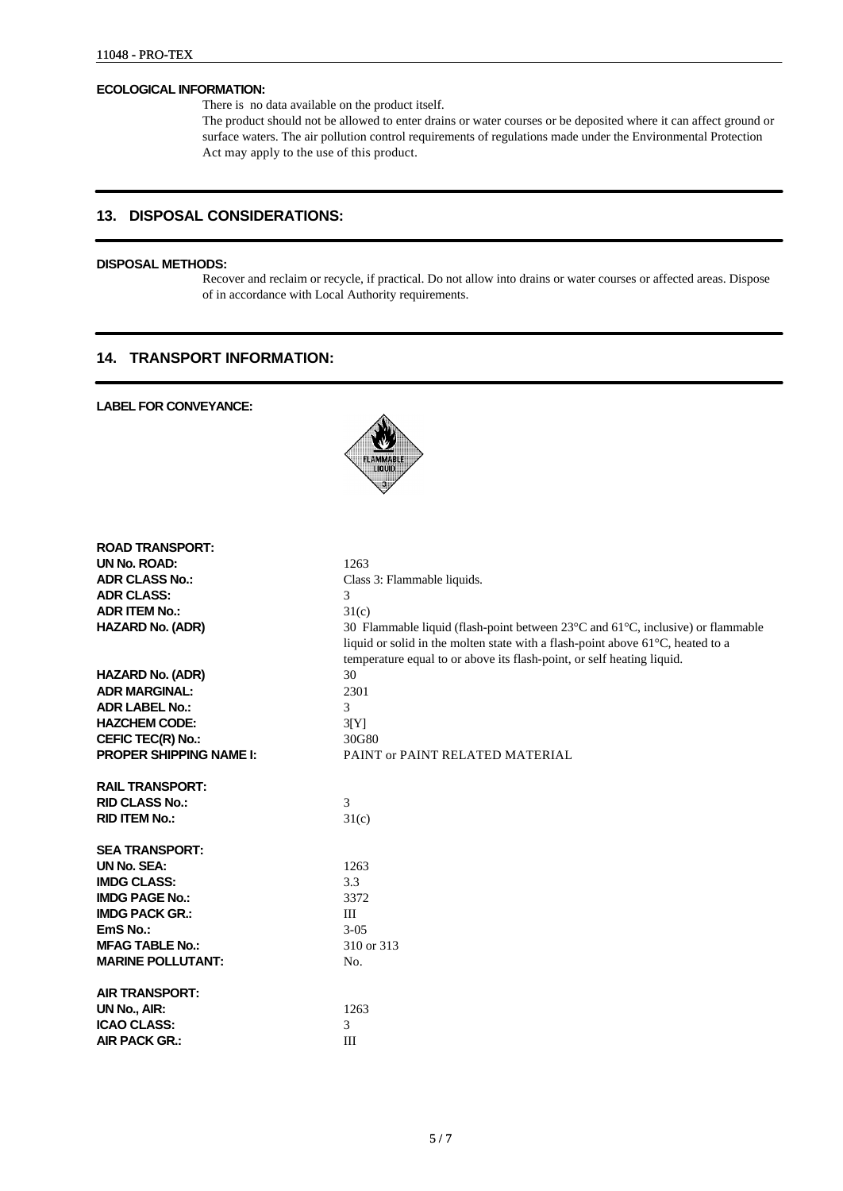**ECOLOGICAL INFORMATION:**

There is no data available on the product itself.
The product should not be allowed to enter drains or water courses or be deposited where it can affect ground or surface waters. The air pollution control requirements of regulations made under the Environmental Protection Act may apply to the use of this product.

## 13. DISPOSAL CONSIDERATIONS:

**DISPOSAL METHODS:**

Recover and reclaim or recycle, if practical. Do not allow into drains or water courses or affected areas. Dispose of in accordance with Local Authority requirements.

## 14. TRANSPORT INFORMATION:

**LABEL FOR CONVEYANCE:**

**ROAD TRANSPORT:**

| | |
|---|---|
| **UN No. ROAD:** | 1263 |
| **ADR CLASS No.:** | Class 3: Flammable liquids. |
| **ADR CLASS:** | 3 |
| **ADR ITEM No.:** | 31(c) |
| **HAZARD No. (ADR)** | 30 Flammable liquid (flash-point between 23°C and 61°C, inclusive) or flammable liquid or solid in the molten state with a flash-point above 61°C, heated to a temperature equal to or above its flash-point, or self heating liquid. |
| **HAZARD No. (ADR)** | 30 |
| **ADR MARGINAL:** | 2301 |
| **ADR LABEL No.:** | 3 |
| **HAZCHEM CODE:** | 3[Y] |
| **CEFIC TEC(R) No.:** | 30G80 |
| **PROPER SHIPPING NAME I:** | PAINT or PAINT RELATED MATERIAL |

**RAIL TRANSPORT:**

| | |
|---|---|
| **RID CLASS No.:** | 3 |
| **RID ITEM No.:** | 31(c) |

**SEA TRANSPORT:**

| | |
|---|---|
| **UN No. SEA:** | 1263 |
| **IMDG CLASS:** | 3.3 |
| **IMDG PAGE No.:** | 3372 |
| **IMDG PACK GR.:** | III |
| **EmS No.:** | 3-05 |
| **MFAG TABLE No.:** | 310 or 313 |
| **MARINE POLLUTANT:** | No. |

**AIR TRANSPORT:**

| | |
|---|---|
| **UN No., AIR:** | 1263 |
| **ICAO CLASS:** | 3 |
| **AIR PACK GR.:** | III |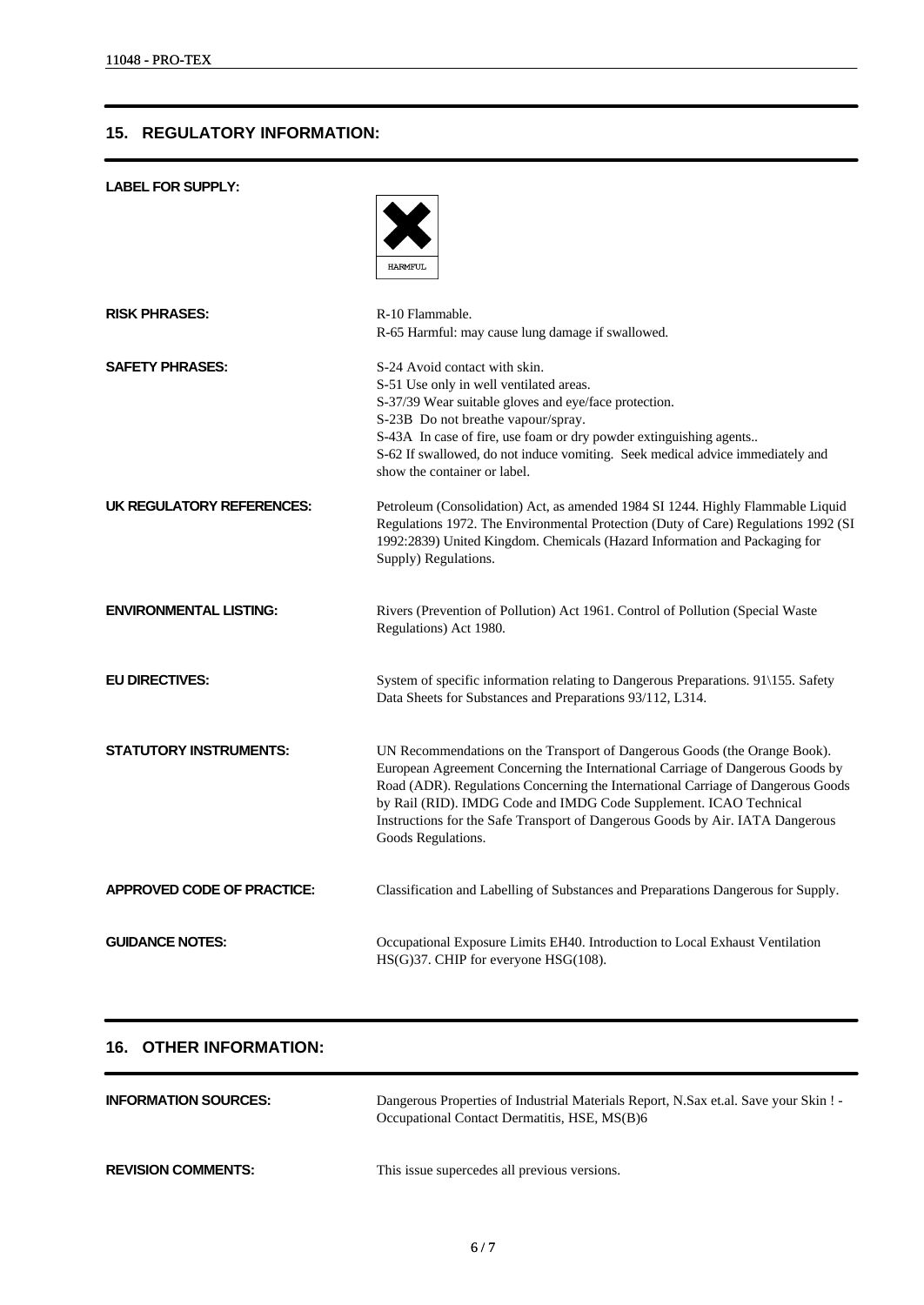## 15. REGULATORY INFORMATION:

**LABEL FOR SUPPLY:**

HARMFUL

**RISK PHRASES:**

R-10 Flammable.
R-65 Harmful: may cause lung damage if swallowed.

**SAFETY PHRASES:**

S-24 Avoid contact with skin.
S-51 Use only in well ventilated areas.
S-37/39 Wear suitable gloves and eye/face protection.
S-23B Do not breathe vapour/spray.
S-43A In case of fire, use foam or dry powder extinguishing agents..
S-62 If swallowed, do not induce vomiting. Seek medical advice immediately and show the container or label.

**UK REGULATORY REFERENCES:**

Petroleum (Consolidation) Act, as amended 1984 SI 1244. Highly Flammable Liquid Regulations 1972. The Environmental Protection (Duty of Care) Regulations 1992 (SI 1992:2839) United Kingdom. Chemicals (Hazard Information and Packaging for Supply) Regulations.

**ENVIRONMENTAL LISTING:**

Rivers (Prevention of Pollution) Act 1961. Control of Pollution (Special Waste Regulations) Act 1980.

**EU DIRECTIVES:**

System of specific information relating to Dangerous Preparations. 91\155. Safety Data Sheets for Substances and Preparations 93/112, L314.

**STATUTORY INSTRUMENTS:**

UN Recommendations on the Transport of Dangerous Goods (the Orange Book). European Agreement Concerning the International Carriage of Dangerous Goods by Road (ADR). Regulations Concerning the International Carriage of Dangerous Goods by Rail (RID). IMDG Code and IMDG Code Supplement. ICAO Technical Instructions for the Safe Transport of Dangerous Goods by Air. IATA Dangerous Goods Regulations.

**APPROVED CODE OF PRACTICE:**

Classification and Labelling of Substances and Preparations Dangerous for Supply.

**GUIDANCE NOTES:**

Occupational Exposure Limits EH40. Introduction to Local Exhaust Ventilation HS(G)37. CHIP for everyone HSG(108).

## 16. OTHER INFORMATION:

**INFORMATION SOURCES:**

Dangerous Properties of Industrial Materials Report, N.Sax et.al. Save your Skin ! - Occupational Contact Dermatitis, HSE, MS(B)6

**REVISION COMMENTS:**

This issue supercedes all previous versions.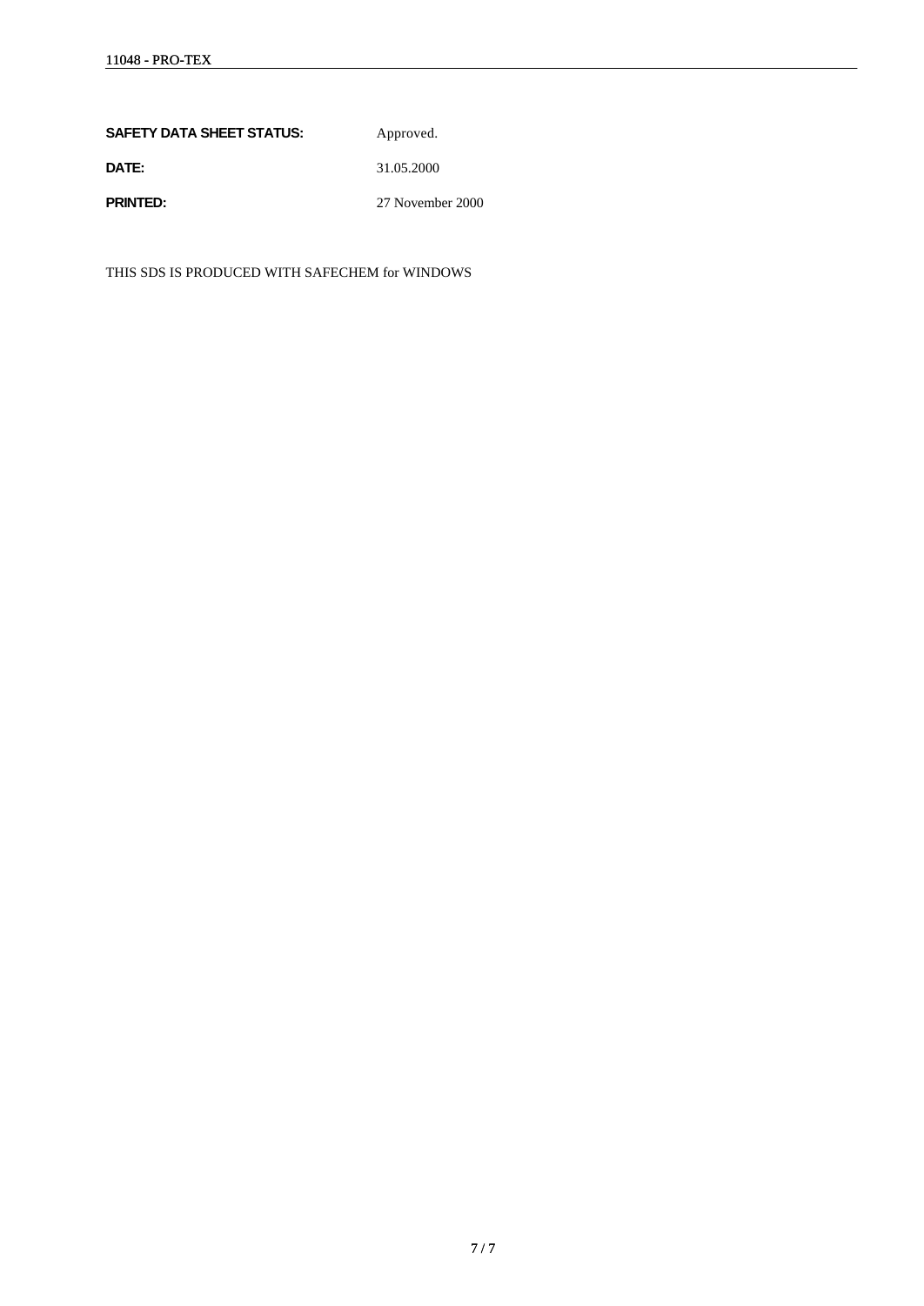**SAFETY DATA SHEET STATUS:** Approved.

**DATE:** 31.05.2000

**PRINTED:** 27 November 2000

THIS SDS IS PRODUCED WITH SAFECHEM for WINDOWS